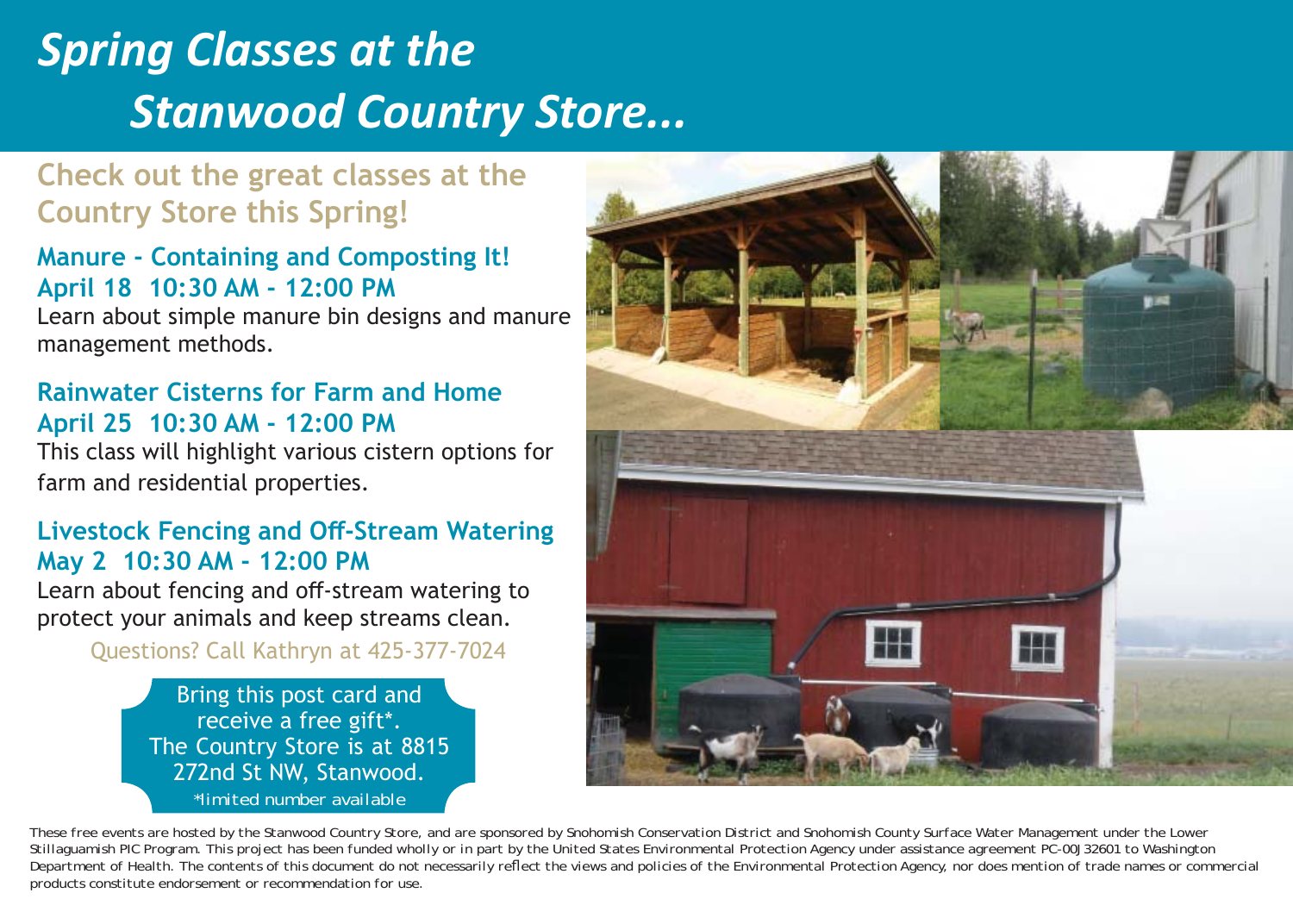# *Spring Classes at the Stanwood Country Store...*

## Check out the great classes at the Country Store this Spring!

### Manure - Containing and Composting It!
### April 18 10:30 AM - 12:00 PM

Learn about simple manure bin designs and manure management methods.

### Rainwater Cisterns for Farm and Home
### April 25 10:30 AM - 12:00 PM

This class will highlight various cistern options for farm and residential properties.

### Livestock Fencing and Off-Stream Watering
### May 2 10:30 AM - 12:00 PM

Learn about fencing and off-stream watering to protect your animals and keep streams clean.

Questions? Call Kathryn at 425-377-7024

Bring this post card and receive a free gift*.
The Country Store is at 8815 272nd St NW, Stanwood.
*limited number available

These free events are hosted by the Stanwood Country Store, and are sponsored by Snohomish Conservation District and Snohomish County Surface Water Management under the Lower Stillaguamish PIC Program. This project has been funded wholly or in part by the United States Environmental Protection Agency under assistance agreement PC-00J32601 to Washington Department of Health. The contents of this document do not necessarily reflect the views and policies of the Environmental Protection Agency, nor does mention of trade names or commercial products constitute endorsement or recommendation for use.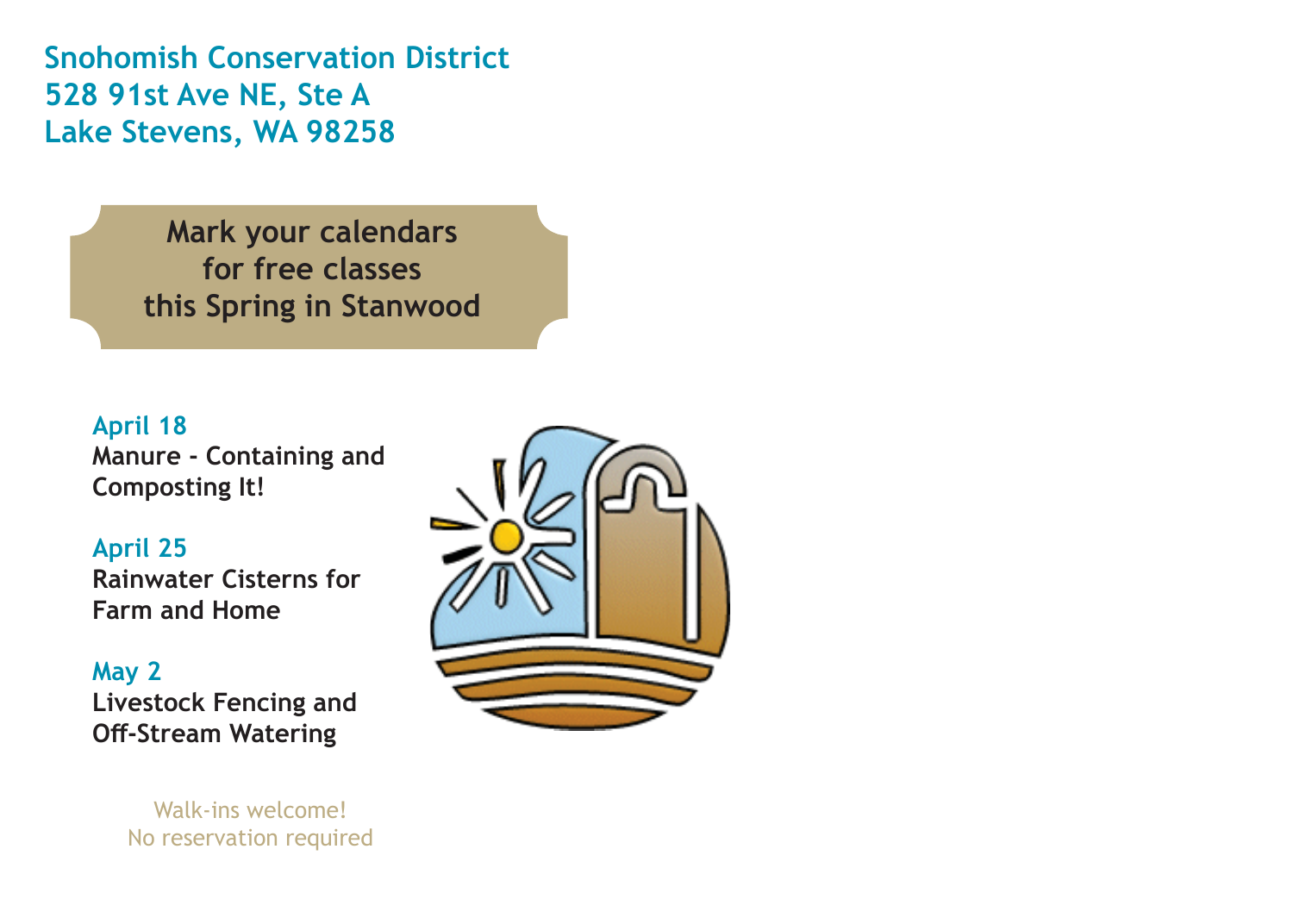Snohomish Conservation District
528 91st Ave NE, Ste A
Lake Stevens, WA 98258

## Mark your calendars for free classes this Spring in Stanwood

**April 18**
**Manure - Containing and Composting It!**

**April 25**
**Rainwater Cisterns for Farm and Home**

**May 2**
**Livestock Fencing and Off-Stream Watering**

Walk-ins welcome!
No reservation required